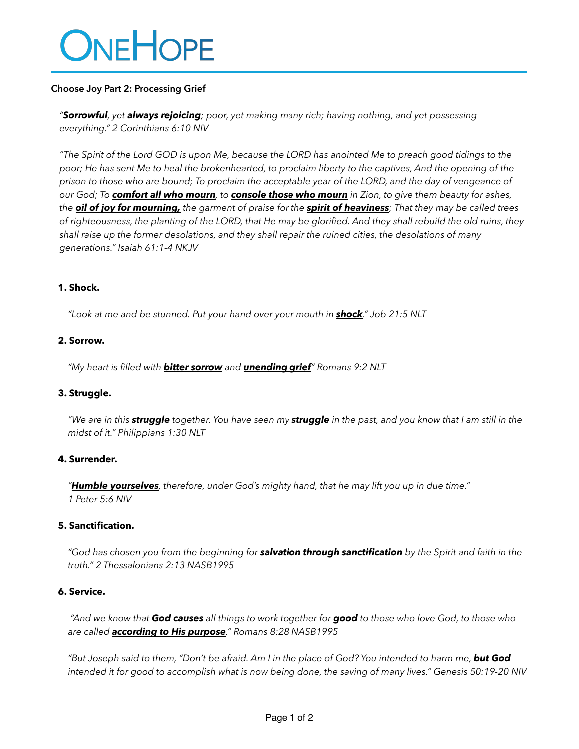# ONEHOPE

**Choose Joy Part 2: Processing Grief**

*"**Sorrowful**, yet **always rejoicing**; poor, yet making many rich; having nothing, and yet possessing everything." 2 Corinthians 6:10 NIV*

*"The Spirit of the Lord GOD is upon Me, because the LORD has anointed Me to preach good tidings to the poor; He has sent Me to heal the brokenhearted, to proclaim liberty to the captives, And the opening of the prison to those who are bound; To proclaim the acceptable year of the LORD, and the day of vengeance of our God; To **comfort all who mourn**, to **console those who mourn** in Zion, to give them beauty for ashes, the **oil of joy for mourning,** the garment of praise for the **spirit of heaviness**; That they may be called trees of righteousness, the planting of the LORD, that He may be glorified. And they shall rebuild the old ruins, they shall raise up the former desolations, and they shall repair the ruined cities, the desolations of many generations." Isaiah 61:1-4 NKJV*

**1. Shock.**

*"Look at me and be stunned. Put your hand over your mouth in **shock**." Job 21:5 NLT*

**2. Sorrow.**

*"My heart is filled with **bitter sorrow** and **unending grief**" Romans 9:2 NLT*

**3. Struggle.**

*"We are in this **struggle** together. You have seen my **struggle** in the past, and you know that I am still in the midst of it." Philippians 1:30 NLT*

**4. Surrender.**

*"**Humble yourselves**, therefore, under God's mighty hand, that he may lift you up in due time." 1 Peter 5:6 NIV*

**5. Sanctification.**

*"God has chosen you from the beginning for **salvation through sanctification** by the Spirit and faith in the truth." 2 Thessalonians 2:13 NASB1995*

**6. Service.**

*"And we know that **God causes** all things to work together for **good** to those who love God, to those who are called **according to His purpose**." Romans 8:28 NASB1995*

*"But Joseph said to them, "Don't be afraid. Am I in the place of God? You intended to harm me, **but God** intended it for good to accomplish what is now being done, the saving of many lives." Genesis 50:19-20 NIV*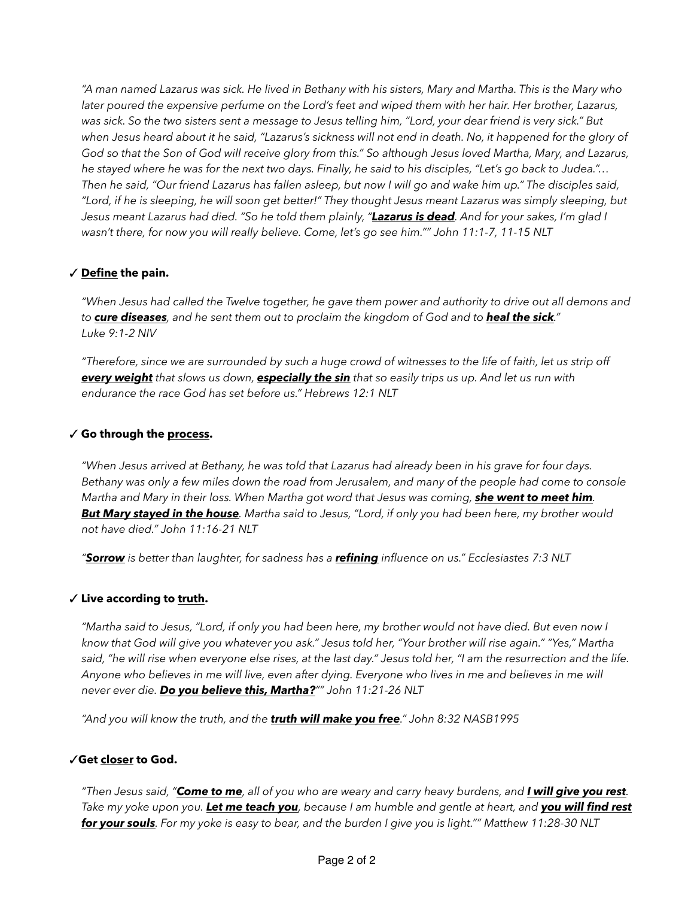*"A man named Lazarus was sick. He lived in Bethany with his sisters, Mary and Martha. This is the Mary who later poured the expensive perfume on the Lord's feet and wiped them with her hair. Her brother, Lazarus, was sick. So the two sisters sent a message to Jesus telling him, "Lord, your dear friend is very sick." But when Jesus heard about it he said, "Lazarus's sickness will not end in death. No, it happened for the glory of God so that the Son of God will receive glory from this." So although Jesus loved Martha, Mary, and Lazarus, he stayed where he was for the next two days. Finally, he said to his disciples, "Let's go back to Judea."… Then he said, "Our friend Lazarus has fallen asleep, but now I will go and wake him up." The disciples said, "Lord, if he is sleeping, he will soon get better!" They thought Jesus meant Lazarus was simply sleeping, but Jesus meant Lazarus had died. "So he told them plainly, "**Lazarus is dead**. And for your sakes, I'm glad I wasn't there, for now you will really believe. Come, let's go see him."" John 11:1-7, 11-15 NLT*

✓ **Define the pain.**

*"When Jesus had called the Twelve together, he gave them power and authority to drive out all demons and to **cure diseases**, and he sent them out to proclaim the kingdom of God and to **heal the sick**." Luke 9:1-2 NIV*

*"Therefore, since we are surrounded by such a huge crowd of witnesses to the life of faith, let us strip off **every weight** that slows us down, **especially the sin** that so easily trips us up. And let us run with endurance the race God has set before us." Hebrews 12:1 NLT*

✓ **Go through the process.**

*"When Jesus arrived at Bethany, he was told that Lazarus had already been in his grave for four days. Bethany was only a few miles down the road from Jerusalem, and many of the people had come to console Martha and Mary in their loss. When Martha got word that Jesus was coming, **she went to meet him**. **But Mary stayed in the house**. Martha said to Jesus, "Lord, if only you had been here, my brother would not have died." John 11:16-21 NLT*

*"**Sorrow** is better than laughter, for sadness has a **refining** influence on us." Ecclesiastes 7:3 NLT*

✓ **Live according to truth.**

*"Martha said to Jesus, "Lord, if only you had been here, my brother would not have died. But even now I know that God will give you whatever you ask." Jesus told her, "Your brother will rise again." "Yes," Martha said, "he will rise when everyone else rises, at the last day." Jesus told her, "I am the resurrection and the life. Anyone who believes in me will live, even after dying. Everyone who lives in me and believes in me will never ever die. **Do you believe this, Martha?**"" John 11:21-26 NLT*

*"And you will know the truth, and the **truth will make you free**." John 8:32 NASB1995*

✓**Get closer to God.**

*"Then Jesus said, "**Come to me**, all of you who are weary and carry heavy burdens, and **I will give you rest**. Take my yoke upon you. **Let me teach you**, because I am humble and gentle at heart, and **you will find rest for your souls**. For my yoke is easy to bear, and the burden I give you is light."" Matthew 11:28-30 NLT*